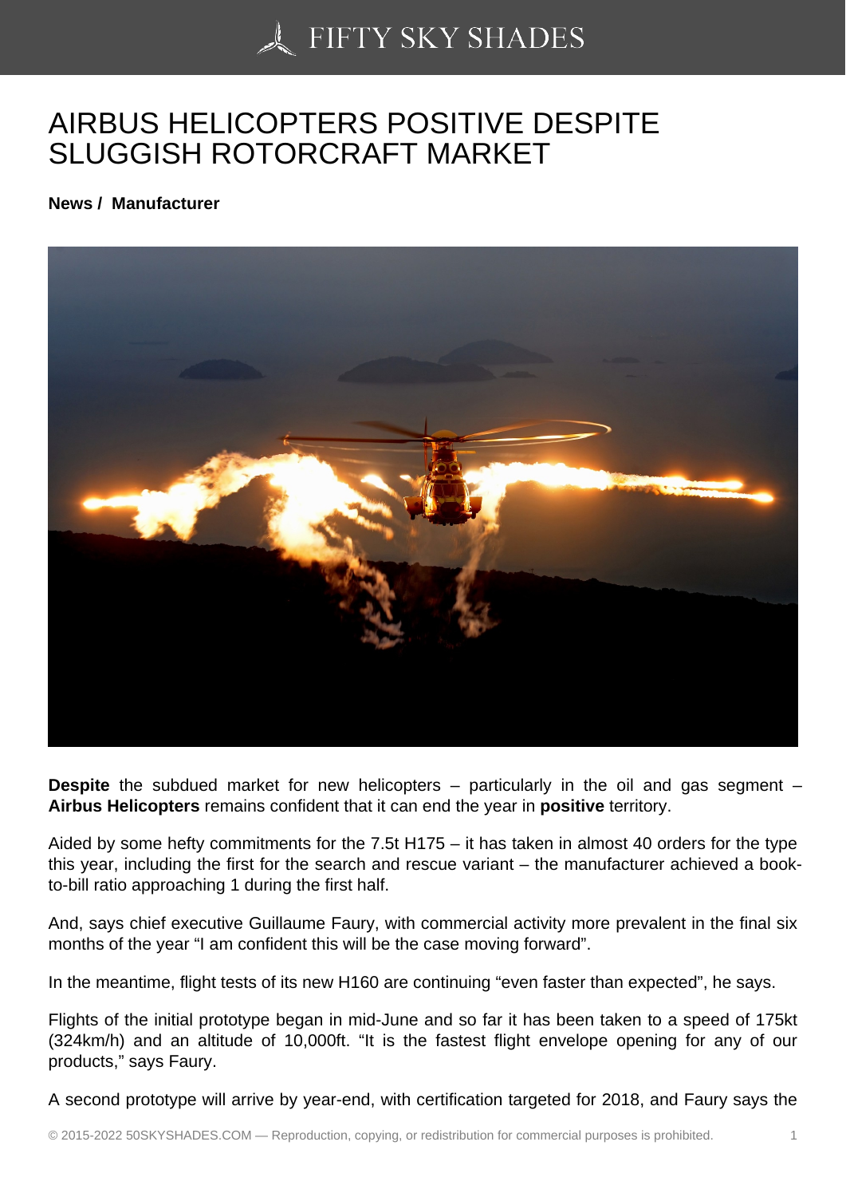# AIRBUS HELICOPTERS POSITIVE DESPITE SLUGGISH ROTORCRAFT MARKET

**News / Manufacturer**

**Despite** the subdued market for new helicopters – particularly in the oil and gas segment – **Airbus Helicopters** remains confident that it can end the year in **positive** territory.

Aided by some hefty commitments for the 7.5t H175 – it has taken in almost 40 orders for the type this year, including the first for the search and rescue variant – the manufacturer achieved a book-to-bill ratio approaching 1 during the first half.

And, says chief executive Guillaume Faury, with commercial activity more prevalent in the final six months of the year "I am confident this will be the case moving forward".

In the meantime, flight tests of its new H160 are continuing "even faster than expected", he says.

Flights of the initial prototype began in mid-June and so far it has been taken to a speed of 175kt (324km/h) and an altitude of 10,000ft. "It is the fastest flight envelope opening for any of our products," says Faury.

A second prototype will arrive by year-end, with certification targeted for 2018, and Faury says the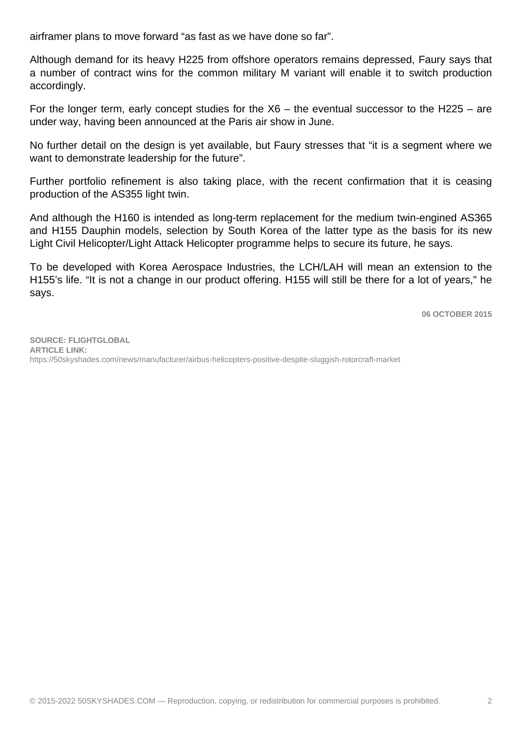airframer plans to move forward "as fast as we have done so far".

Although demand for its heavy H225 from offshore operators remains depressed, Faury says that a number of contract wins for the common military M variant will enable it to switch production accordingly.

For the longer term, early concept studies for the X6 – the eventual successor to the H225 – are under way, having been announced at the Paris air show in June.

No further detail on the design is yet available, but Faury stresses that "it is a segment where we want to demonstrate leadership for the future".

Further portfolio refinement is also taking place, with the recent confirmation that it is ceasing production of the AS355 light twin.

And although the H160 is intended as long-term replacement for the medium twin-engined AS365 and H155 Dauphin models, selection by South Korea of the latter type as the basis for its new Light Civil Helicopter/Light Attack Helicopter programme helps to secure its future, he says.

To be developed with Korea Aerospace Industries, the LCH/LAH will mean an extension to the H155's life. "It is not a change in our product offering. H155 will still be there for a lot of years," he says.

**06 OCTOBER 2015**

**SOURCE: FLIGHTGLOBAL**
**ARTICLE LINK:**
https://50skyshades.com/news/manufacturer/airbus-helicopters-positive-despite-sluggish-rotorcraft-market

© 2015-2022 50SKYSHADES.COM — Reproduction, copying, or redistribution for commercial purposes is prohibited.